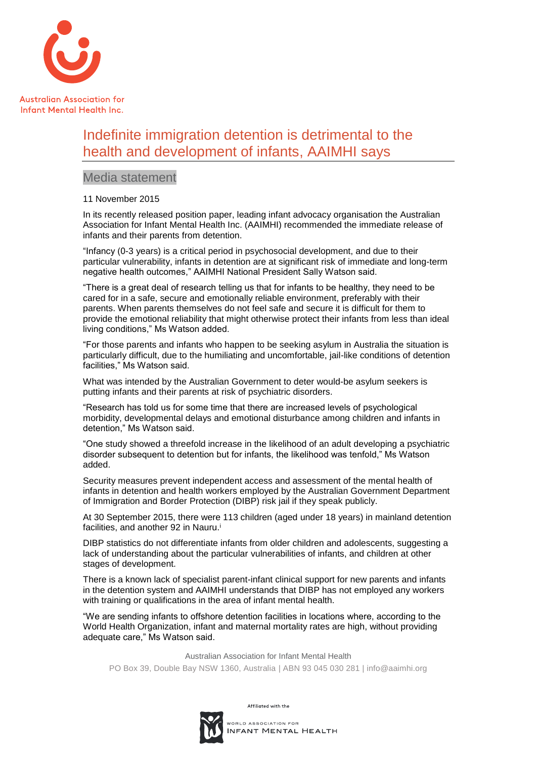Australian Association for Infant Mental Health Inc.

# Indefinite immigration detention is detrimental to the health and development of infants, AAIMHI says

## Media statement

11 November 2015

In its recently released position paper, leading infant advocacy organisation the Australian Association for Infant Mental Health Inc. (AAIMHI) recommended the immediate release of infants and their parents from detention.

"Infancy (0-3 years) is a critical period in psychosocial development, and due to their particular vulnerability, infants in detention are at significant risk of immediate and long-term negative health outcomes," AAIMHI National President Sally Watson said.

"There is a great deal of research telling us that for infants to be healthy, they need to be cared for in a safe, secure and emotionally reliable environment, preferably with their parents. When parents themselves do not feel safe and secure it is difficult for them to provide the emotional reliability that might otherwise protect their infants from less than ideal living conditions," Ms Watson added.

"For those parents and infants who happen to be seeking asylum in Australia the situation is particularly difficult, due to the humiliating and uncomfortable, jail-like conditions of detention facilities," Ms Watson said.

What was intended by the Australian Government to deter would-be asylum seekers is putting infants and their parents at risk of psychiatric disorders.

"Research has told us for some time that there are increased levels of psychological morbidity, developmental delays and emotional disturbance among children and infants in detention," Ms Watson said.

"One study showed a threefold increase in the likelihood of an adult developing a psychiatric disorder subsequent to detention but for infants, the likelihood was tenfold," Ms Watson added.

Security measures prevent independent access and assessment of the mental health of infants in detention and health workers employed by the Australian Government Department of Immigration and Border Protection (DIBP) risk jail if they speak publicly.

At 30 September 2015, there were 113 children (aged under 18 years) in mainland detention facilities, and another 92 in Nauru.[i]

DIBP statistics do not differentiate infants from older children and adolescents, suggesting a lack of understanding about the particular vulnerabilities of infants, and children at other stages of development.

There is a known lack of specialist parent-infant clinical support for new parents and infants in the detention system and AAIMHI understands that DIBP has not employed any workers with training or qualifications in the area of infant mental health.

"We are sending infants to offshore detention facilities in locations where, according to the World Health Organization, infant and maternal mortality rates are high, without providing adequate care," Ms Watson said.

Australian Association for Infant Mental Health

PO Box 39, Double Bay NSW 1360, Australia | ABN 93 045 030 281 | info@aaimhi.org

Affiliated with the World Association for Infant Mental Health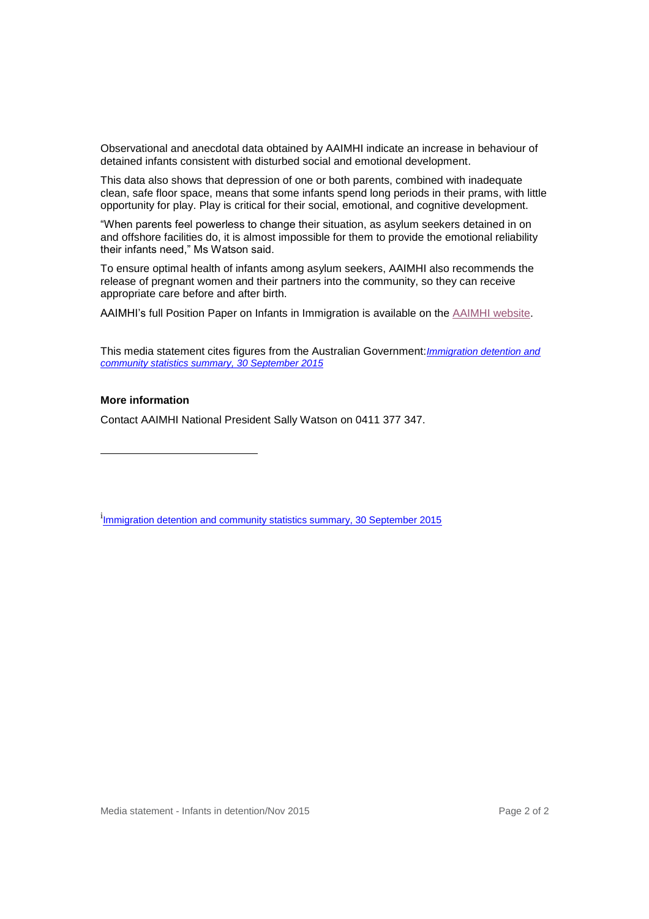Observational and anecdotal data obtained by AAIMHI indicate an increase in behaviour of detained infants consistent with disturbed social and emotional development.

This data also shows that depression of one or both parents, combined with inadequate clean, safe floor space, means that some infants spend long periods in their prams, with little opportunity for play. Play is critical for their social, emotional, and cognitive development.

"When parents feel powerless to change their situation, as asylum seekers detained in on and offshore facilities do, it is almost impossible for them to provide the emotional reliability their infants need," Ms Watson said.

To ensure optimal health of infants among asylum seekers, AAIMHI also recommends the release of pregnant women and their partners into the community, so they can receive appropriate care before and after birth.

AAIMHI's full Position Paper on Infants in Immigration is available on the AAIMHI website.

This media statement cites figures from the Australian Government: *Immigration detention and community statistics summary, 30 September 2015*

**More information**

Contact AAIMHI National President Sally Watson on 0411 377 347.

---

[i] Immigration detention and community statistics summary, 30 September 2015